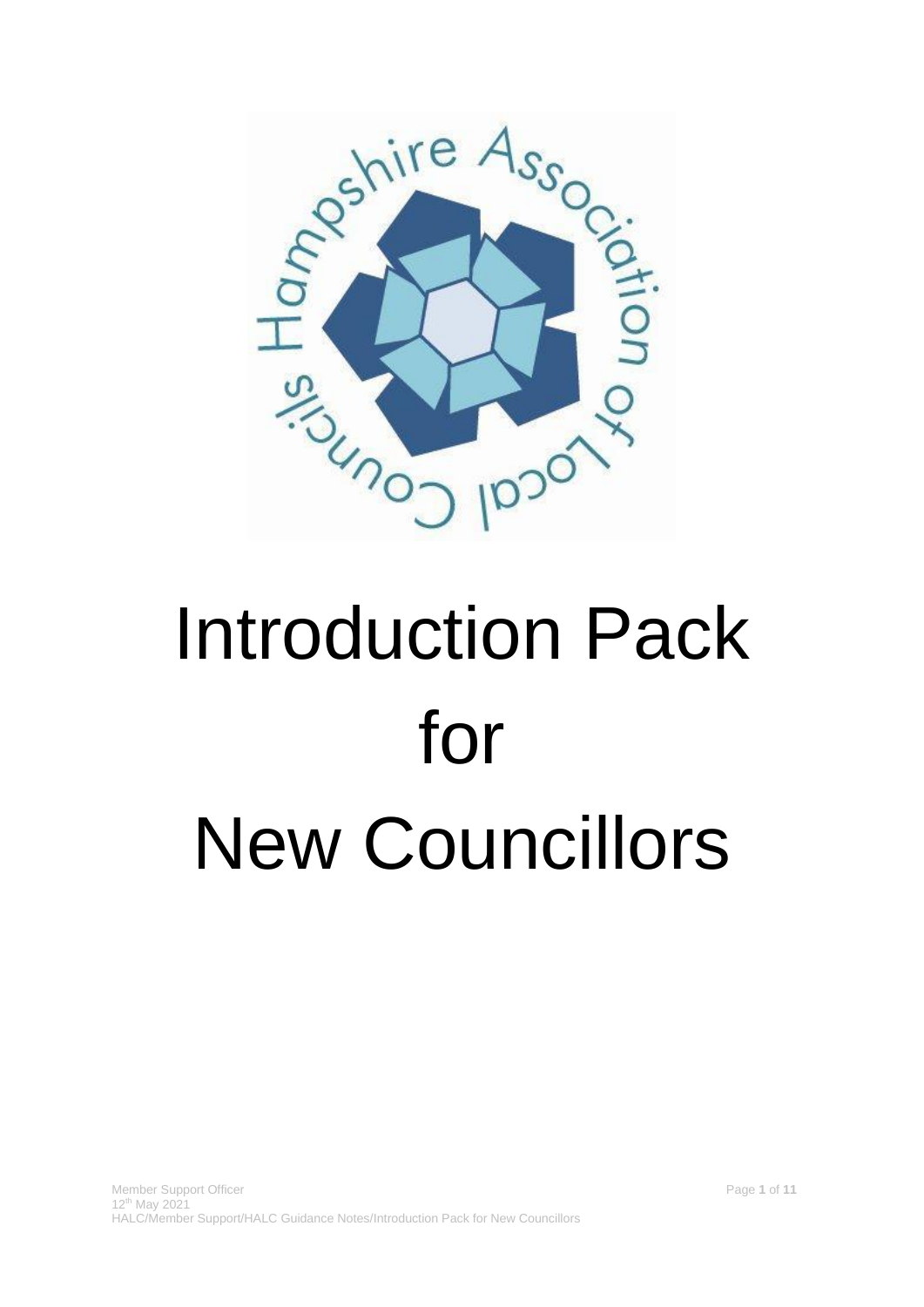# Introduction Pack for New Councillors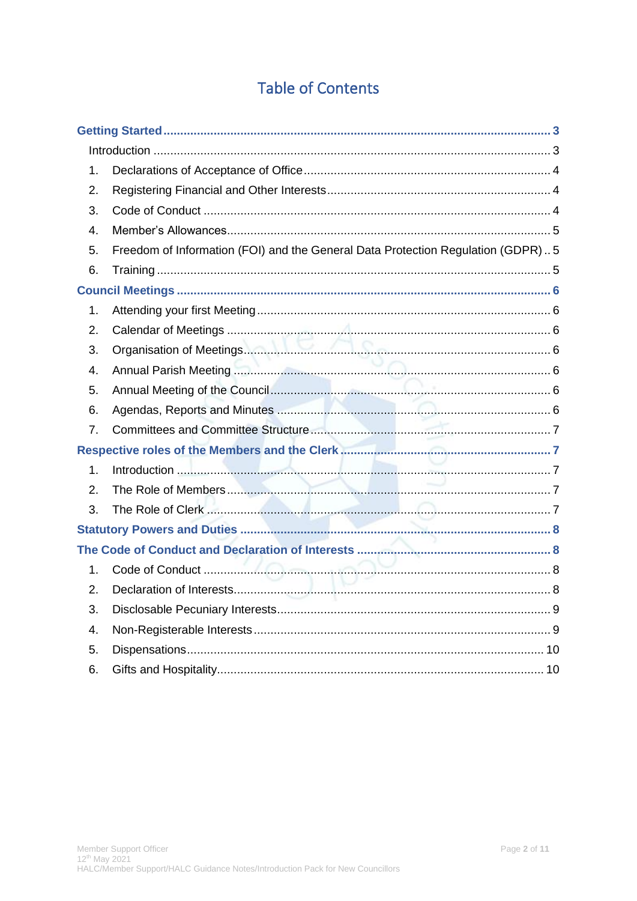# Table of Contents

**Getting Started** ........ **3**

Introduction ........ 3

1. Declarations of Acceptance of Office ........ 4
2. Registering Financial and Other Interests ........ 4
3. Code of Conduct ........ 4
4. Member's Allowances ........ 5
5. Freedom of Information (FOI) and the General Data Protection Regulation (GDPR) .. 5
6. Training ........ 5

**Council Meetings** ........ **6**

1. Attending your first Meeting ........ 6
2. Calendar of Meetings ........ 6
3. Organisation of Meetings ........ 6
4. Annual Parish Meeting ........ 6
5. Annual Meeting of the Council ........ 6
6. Agendas, Reports and Minutes ........ 6
7. Committees and Committee Structure ........ 7

**Respective roles of the Members and the Clerk** ........ **7**

1. Introduction ........ 7
2. The Role of Members ........ 7
3. The Role of Clerk ........ 7

**Statutory Powers and Duties** ........ **8**

**The Code of Conduct and Declaration of Interests** ........ **8**

1. Code of Conduct ........ 8
2. Declaration of Interests ........ 8
3. Disclosable Pecuniary Interests ........ 9
4. Non-Registerable Interests ........ 9
5. Dispensations ........ 10
6. Gifts and Hospitality ........ 10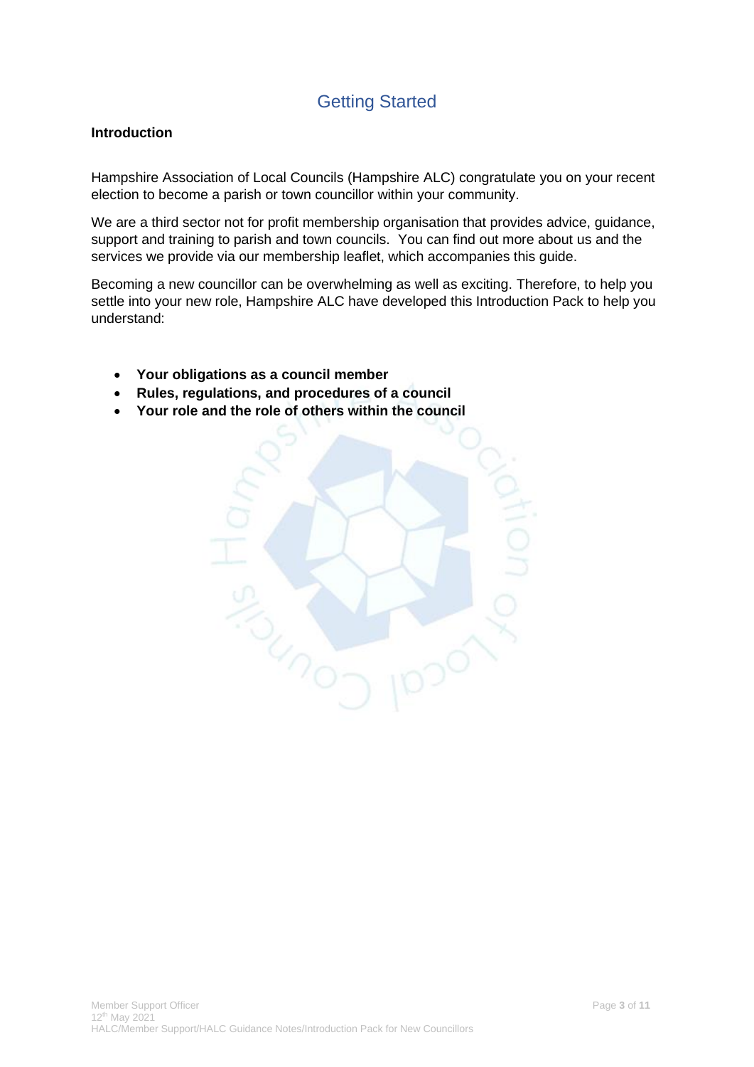# Getting Started

**Introduction**

Hampshire Association of Local Councils (Hampshire ALC) congratulate you on your recent election to become a parish or town councillor within your community.

We are a third sector not for profit membership organisation that provides advice, guidance, support and training to parish and town councils. You can find out more about us and the services we provide via our membership leaflet, which accompanies this guide.

Becoming a new councillor can be overwhelming as well as exciting. Therefore, to help you settle into your new role, Hampshire ALC have developed this Introduction Pack to help you understand:

- **Your obligations as a council member**
- **Rules, regulations, and procedures of a council**
- **Your role and the role of others within the council**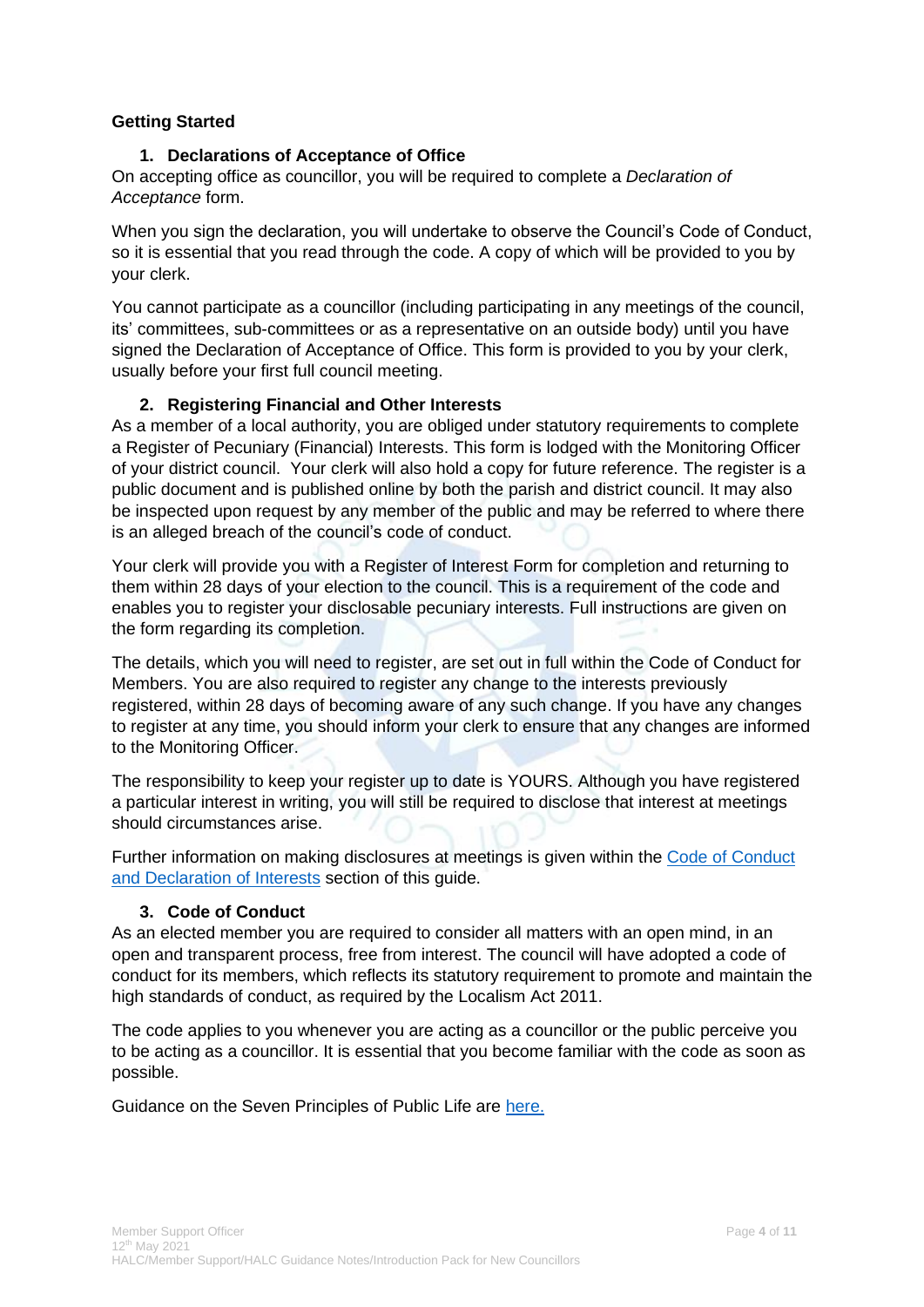**Getting Started**

1. **Declarations of Acceptance of Office**

On accepting office as councillor, you will be required to complete a *Declaration of Acceptance* form.

When you sign the declaration, you will undertake to observe the Council's Code of Conduct, so it is essential that you read through the code. A copy of which will be provided to you by your clerk.

You cannot participate as a councillor (including participating in any meetings of the council, its' committees, sub-committees or as a representative on an outside body) until you have signed the Declaration of Acceptance of Office. This form is provided to you by your clerk, usually before your first full council meeting.

2. **Registering Financial and Other Interests**

As a member of a local authority, you are obliged under statutory requirements to complete a Register of Pecuniary (Financial) Interests. This form is lodged with the Monitoring Officer of your district council. Your clerk will also hold a copy for future reference. The register is a public document and is published online by both the parish and district council. It may also be inspected upon request by any member of the public and may be referred to where there is an alleged breach of the council's code of conduct.

Your clerk will provide you with a Register of Interest Form for completion and returning to them within 28 days of your election to the council. This is a requirement of the code and enables you to register your disclosable pecuniary interests. Full instructions are given on the form regarding its completion.

The details, which you will need to register, are set out in full within the Code of Conduct for Members. You are also required to register any change to the interests previously registered, within 28 days of becoming aware of any such change. If you have any changes to register at any time, you should inform your clerk to ensure that any changes are informed to the Monitoring Officer.

The responsibility to keep your register up to date is YOURS. Although you have registered a particular interest in writing, you will still be required to disclose that interest at meetings should circumstances arise.

Further information on making disclosures at meetings is given within the [Code of Conduct and Declaration of Interests]() section of this guide.

3. **Code of Conduct**

As an elected member you are required to consider all matters with an open mind, in an open and transparent process, free from interest. The council will have adopted a code of conduct for its members, which reflects its statutory requirement to promote and maintain the high standards of conduct, as required by the Localism Act 2011.

The code applies to you whenever you are acting as a councillor or the public perceive you to be acting as a councillor. It is essential that you become familiar with the code as soon as possible.

Guidance on the Seven Principles of Public Life are [here.]()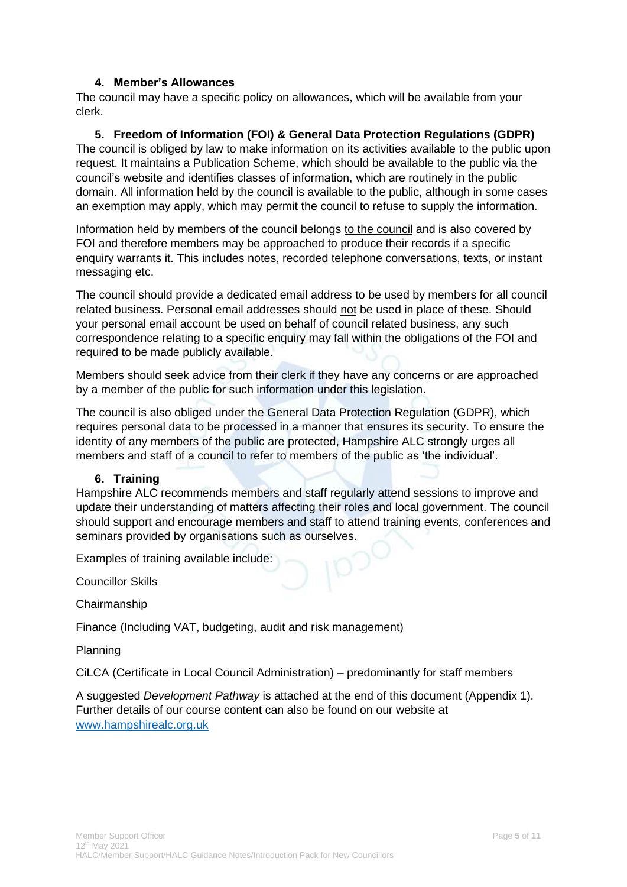### 4. Member's Allowances

The council may have a specific policy on allowances, which will be available from your clerk.

### 5. Freedom of Information (FOI) & General Data Protection Regulations (GDPR)

The council is obliged by law to make information on its activities available to the public upon request. It maintains a Publication Scheme, which should be available to the public via the council's website and identifies classes of information, which are routinely in the public domain. All information held by the council is available to the public, although in some cases an exemption may apply, which may permit the council to refuse to supply the information.

Information held by members of the council belongs <u>to the council</u> and is also covered by FOI and therefore members may be approached to produce their records if a specific enquiry warrants it. This includes notes, recorded telephone conversations, texts, or instant messaging etc.

The council should provide a dedicated email address to be used by members for all council related business. Personal email addresses should <u>not</u> be used in place of these. Should your personal email account be used on behalf of council related business, any such correspondence relating to a specific enquiry may fall within the obligations of the FOI and required to be made publicly available.

Members should seek advice from their clerk if they have any concerns or are approached by a member of the public for such information under this legislation.

The council is also obliged under the General Data Protection Regulation (GDPR), which requires personal data to be processed in a manner that ensures its security. To ensure the identity of any members of the public are protected, Hampshire ALC strongly urges all members and staff of a council to refer to members of the public as 'the individual'.

### 6. Training

Hampshire ALC recommends members and staff regularly attend sessions to improve and update their understanding of matters affecting their roles and local government. The council should support and encourage members and staff to attend training events, conferences and seminars provided by organisations such as ourselves.

Examples of training available include:

Councillor Skills

Chairmanship

Finance (Including VAT, budgeting, audit and risk management)

Planning

CiLCA (Certificate in Local Council Administration) – predominantly for staff members

A suggested *Development Pathway* is attached at the end of this document (Appendix 1). Further details of our course content can also be found on our website at [www.hampshirealc.org.uk](http://www.hampshirealc.org.uk)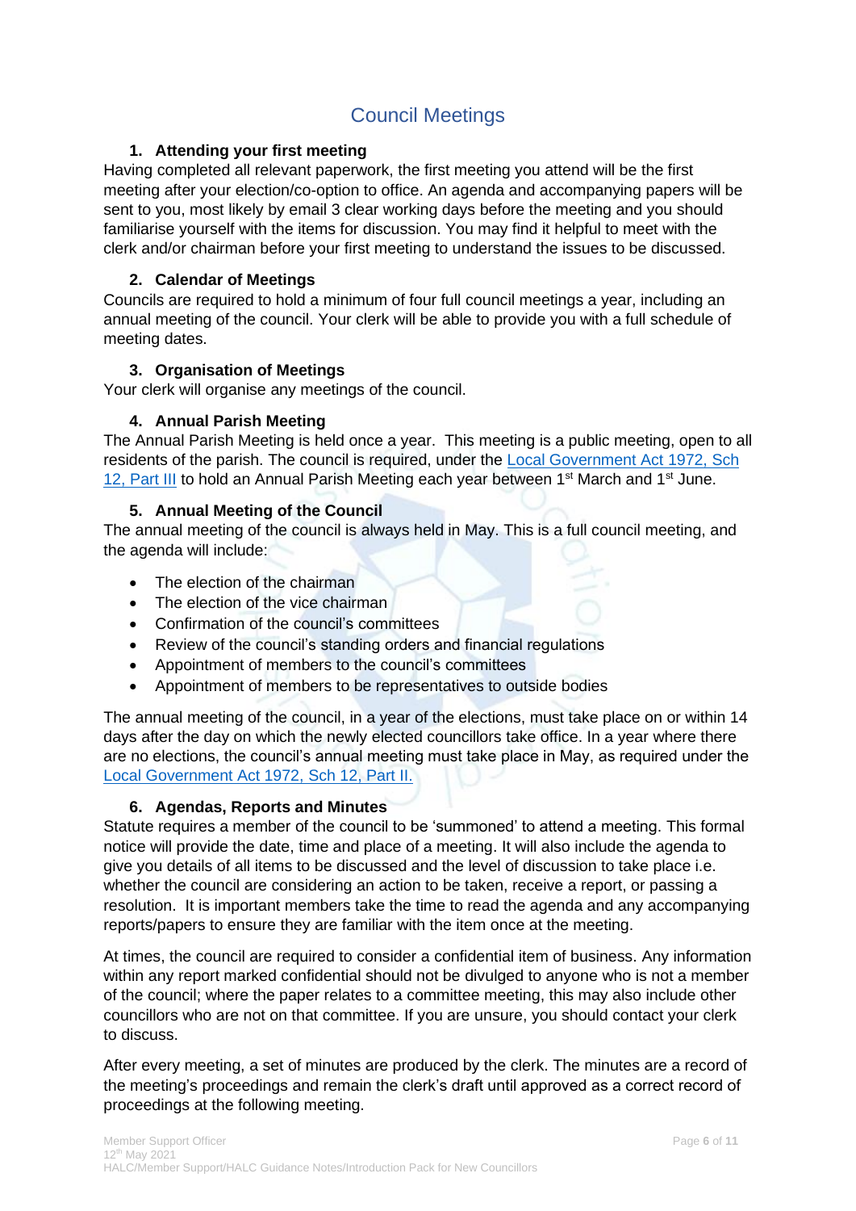# Council Meetings

### 1. Attending your first meeting

Having completed all relevant paperwork, the first meeting you attend will be the first meeting after your election/co-option to office. An agenda and accompanying papers will be sent to you, most likely by email 3 clear working days before the meeting and you should familiarise yourself with the items for discussion. You may find it helpful to meet with the clerk and/or chairman before your first meeting to understand the issues to be discussed.

### 2. Calendar of Meetings

Councils are required to hold a minimum of four full council meetings a year, including an annual meeting of the council. Your clerk will be able to provide you with a full schedule of meeting dates.

### 3. Organisation of Meetings

Your clerk will organise any meetings of the council.

### 4. Annual Parish Meeting

The Annual Parish Meeting is held once a year. This meeting is a public meeting, open to all residents of the parish. The council is required, under the Local Government Act 1972, Sch 12, Part III to hold an Annual Parish Meeting each year between 1st March and 1st June.

### 5. Annual Meeting of the Council

The annual meeting of the council is always held in May. This is a full council meeting, and the agenda will include:

- The election of the chairman
- The election of the vice chairman
- Confirmation of the council's committees
- Review of the council's standing orders and financial regulations
- Appointment of members to the council's committees
- Appointment of members to be representatives to outside bodies

The annual meeting of the council, in a year of the elections, must take place on or within 14 days after the day on which the newly elected councillors take office. In a year where there are no elections, the council's annual meeting must take place in May, as required under the Local Government Act 1972, Sch 12, Part II.

### 6. Agendas, Reports and Minutes

Statute requires a member of the council to be 'summoned' to attend a meeting. This formal notice will provide the date, time and place of a meeting. It will also include the agenda to give you details of all items to be discussed and the level of discussion to take place i.e. whether the council are considering an action to be taken, receive a report, or passing a resolution. It is important members take the time to read the agenda and any accompanying reports/papers to ensure they are familiar with the item once at the meeting.

At times, the council are required to consider a confidential item of business. Any information within any report marked confidential should not be divulged to anyone who is not a member of the council; where the paper relates to a committee meeting, this may also include other councillors who are not on that committee. If you are unsure, you should contact your clerk to discuss.

After every meeting, a set of minutes are produced by the clerk. The minutes are a record of the meeting's proceedings and remain the clerk's draft until approved as a correct record of proceedings at the following meeting.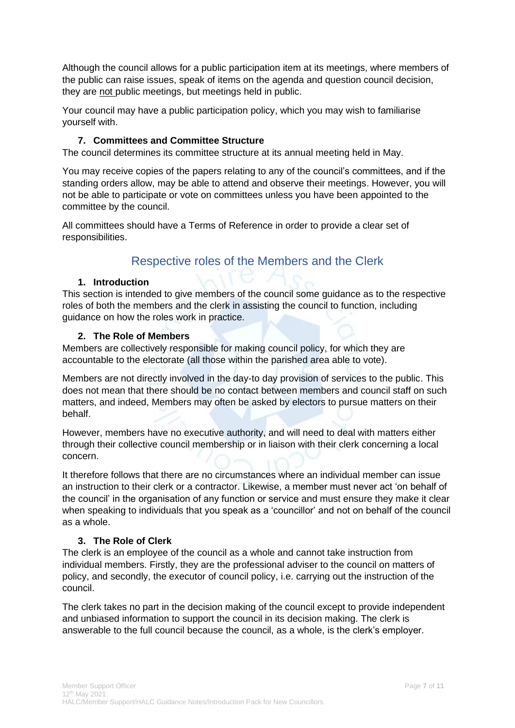Although the council allows for a public participation item at its meetings, where members of the public can raise issues, speak of items on the agenda and question council decision, they are <u>not</u> public meetings, but meetings held in public.

Your council may have a public participation policy, which you may wish to familiarise yourself with.

### 7. Committees and Committee Structure

The council determines its committee structure at its annual meeting held in May.

You may receive copies of the papers relating to any of the council's committees, and if the standing orders allow, may be able to attend and observe their meetings. However, you will not be able to participate or vote on committees unless you have been appointed to the committee by the council.

All committees should have a Terms of Reference in order to provide a clear set of responsibilities.

## Respective roles of the Members and the Clerk

### 1. Introduction

This section is intended to give members of the council some guidance as to the respective roles of both the members and the clerk in assisting the council to function, including guidance on how the roles work in practice.

### 2. The Role of Members

Members are collectively responsible for making council policy, for which they are accountable to the electorate (all those within the parished area able to vote).

Members are not directly involved in the day-to day provision of services to the public. This does not mean that there should be no contact between members and council staff on such matters, and indeed, Members may often be asked by electors to pursue matters on their behalf.

However, members have no executive authority, and will need to deal with matters either through their collective council membership or in liaison with their clerk concerning a local concern.

It therefore follows that there are no circumstances where an individual member can issue an instruction to their clerk or a contractor. Likewise, a member must never act 'on behalf of the council' in the organisation of any function or service and must ensure they make it clear when speaking to individuals that you speak as a 'councillor' and not on behalf of the council as a whole.

### 3. The Role of Clerk

The clerk is an employee of the council as a whole and cannot take instruction from individual members. Firstly, they are the professional adviser to the council on matters of policy, and secondly, the executor of council policy, i.e. carrying out the instruction of the council.

The clerk takes no part in the decision making of the council except to provide independent and unbiased information to support the council in its decision making. The clerk is answerable to the full council because the council, as a whole, is the clerk's employer.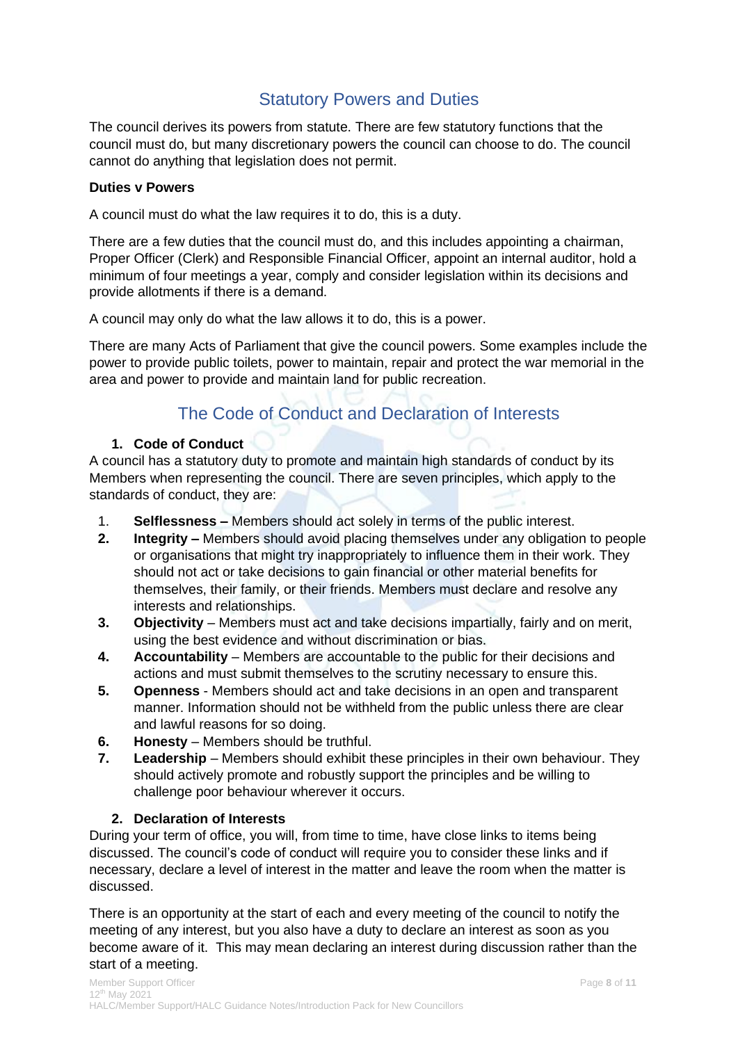## Statutory Powers and Duties

The council derives its powers from statute. There are few statutory functions that the council must do, but many discretionary powers the council can choose to do. The council cannot do anything that legislation does not permit.

**Duties v Powers**

A council must do what the law requires it to do, this is a duty.

There are a few duties that the council must do, and this includes appointing a chairman, Proper Officer (Clerk) and Responsible Financial Officer, appoint an internal auditor, hold a minimum of four meetings a year, comply and consider legislation within its decisions and provide allotments if there is a demand.

A council may only do what the law allows it to do, this is a power.

There are many Acts of Parliament that give the council powers. Some examples include the power to provide public toilets, power to maintain, repair and protect the war memorial in the area and power to provide and maintain land for public recreation.

## The Code of Conduct and Declaration of Interests

1. **Code of Conduct**

A council has a statutory duty to promote and maintain high standards of conduct by its Members when representing the council. There are seven principles, which apply to the standards of conduct, they are:

1. **Selflessness –** Members should act solely in terms of the public interest.
2. **Integrity –** Members should avoid placing themselves under any obligation to people or organisations that might try inappropriately to influence them in their work. They should not act or take decisions to gain financial or other material benefits for themselves, their family, or their friends. Members must declare and resolve any interests and relationships.
3. **Objectivity** – Members must act and take decisions impartially, fairly and on merit, using the best evidence and without discrimination or bias.
4. **Accountability** – Members are accountable to the public for their decisions and actions and must submit themselves to the scrutiny necessary to ensure this.
5. **Openness** - Members should act and take decisions in an open and transparent manner. Information should not be withheld from the public unless there are clear and lawful reasons for so doing.
6. **Honesty** – Members should be truthful.
7. **Leadership** – Members should exhibit these principles in their own behaviour. They should actively promote and robustly support the principles and be willing to challenge poor behaviour wherever it occurs.

2. **Declaration of Interests**

During your term of office, you will, from time to time, have close links to items being discussed. The council's code of conduct will require you to consider these links and if necessary, declare a level of interest in the matter and leave the room when the matter is discussed.

There is an opportunity at the start of each and every meeting of the council to notify the meeting of any interest, but you also have a duty to declare an interest as soon as you become aware of it. This may mean declaring an interest during discussion rather than the start of a meeting.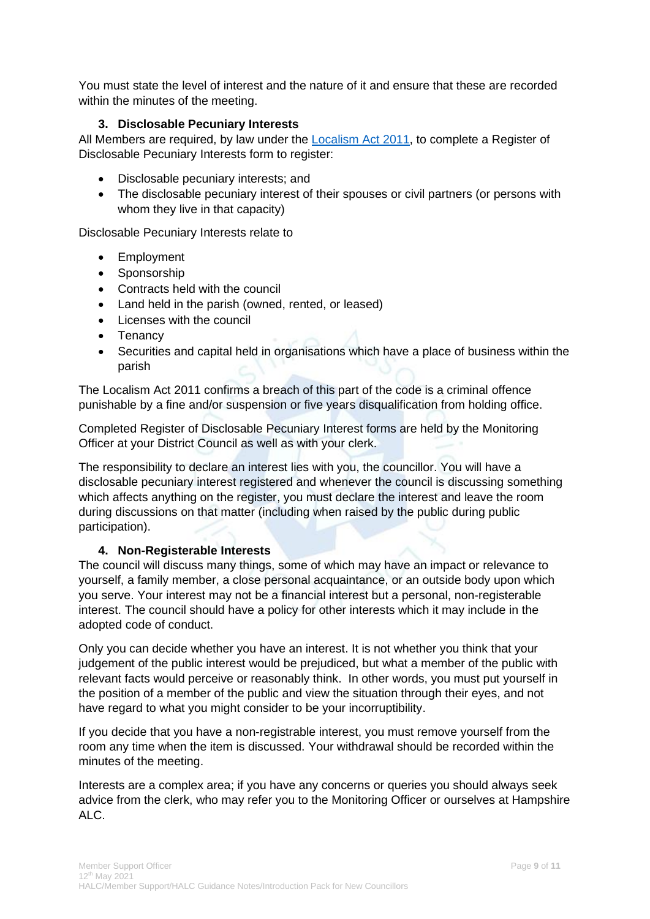You must state the level of interest and the nature of it and ensure that these are recorded within the minutes of the meeting.

### 3. Disclosable Pecuniary Interests

All Members are required, by law under the [Localism Act 2011](), to complete a Register of Disclosable Pecuniary Interests form to register:

- Disclosable pecuniary interests; and
- The disclosable pecuniary interest of their spouses or civil partners (or persons with whom they live in that capacity)

Disclosable Pecuniary Interests relate to

- Employment
- Sponsorship
- Contracts held with the council
- Land held in the parish (owned, rented, or leased)
- Licenses with the council
- Tenancy
- Securities and capital held in organisations which have a place of business within the parish

The Localism Act 2011 confirms a breach of this part of the code is a criminal offence punishable by a fine and/or suspension or five years disqualification from holding office.

Completed Register of Disclosable Pecuniary Interest forms are held by the Monitoring Officer at your District Council as well as with your clerk.

The responsibility to declare an interest lies with you, the councillor. You will have a disclosable pecuniary interest registered and whenever the council is discussing something which affects anything on the register, you must declare the interest and leave the room during discussions on that matter (including when raised by the public during public participation).

### 4. Non-Registerable Interests

The council will discuss many things, some of which may have an impact or relevance to yourself, a family member, a close personal acquaintance, or an outside body upon which you serve. Your interest may not be a financial interest but a personal, non-registerable interest. The council should have a policy for other interests which it may include in the adopted code of conduct.

Only you can decide whether you have an interest. It is not whether you think that your judgement of the public interest would be prejudiced, but what a member of the public with relevant facts would perceive or reasonably think. In other words, you must put yourself in the position of a member of the public and view the situation through their eyes, and not have regard to what you might consider to be your incorruptibility.

If you decide that you have a non-registrable interest, you must remove yourself from the room any time when the item is discussed. Your withdrawal should be recorded within the minutes of the meeting.

Interests are a complex area; if you have any concerns or queries you should always seek advice from the clerk, who may refer you to the Monitoring Officer or ourselves at Hampshire ALC.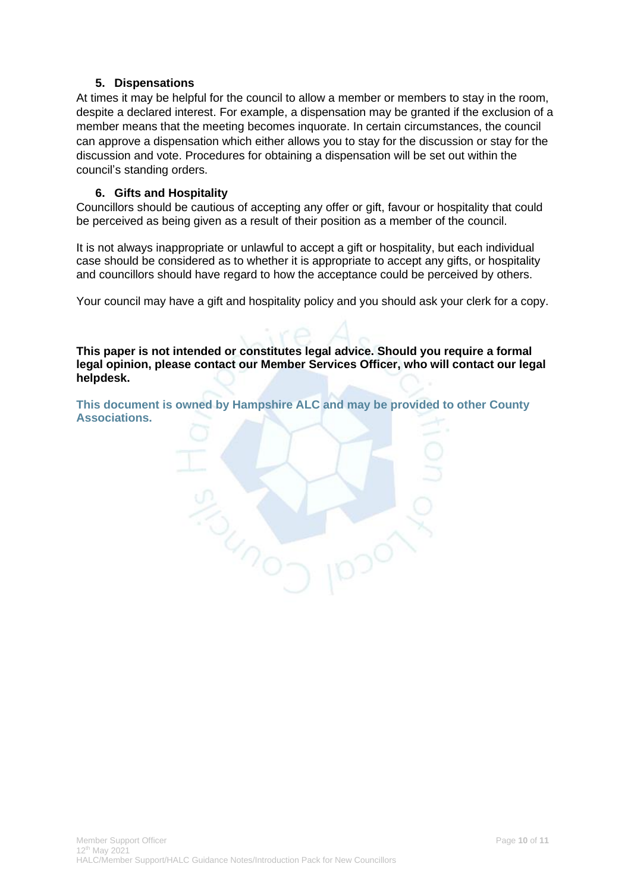### 5. Dispensations

At times it may be helpful for the council to allow a member or members to stay in the room, despite a declared interest. For example, a dispensation may be granted if the exclusion of a member means that the meeting becomes inquorate. In certain circumstances, the council can approve a dispensation which either allows you to stay for the discussion or stay for the discussion and vote. Procedures for obtaining a dispensation will be set out within the council's standing orders.

### 6. Gifts and Hospitality

Councillors should be cautious of accepting any offer or gift, favour or hospitality that could be perceived as being given as a result of their position as a member of the council.

It is not always inappropriate or unlawful to accept a gift or hospitality, but each individual case should be considered as to whether it is appropriate to accept any gifts, or hospitality and councillors should have regard to how the acceptance could be perceived by others.

Your council may have a gift and hospitality policy and you should ask your clerk for a copy.

**This paper is not intended or constitutes legal advice. Should you require a formal legal opinion, please contact our Member Services Officer, who will contact our legal helpdesk.**

**This document is owned by Hampshire ALC and may be provided to other County Associations.**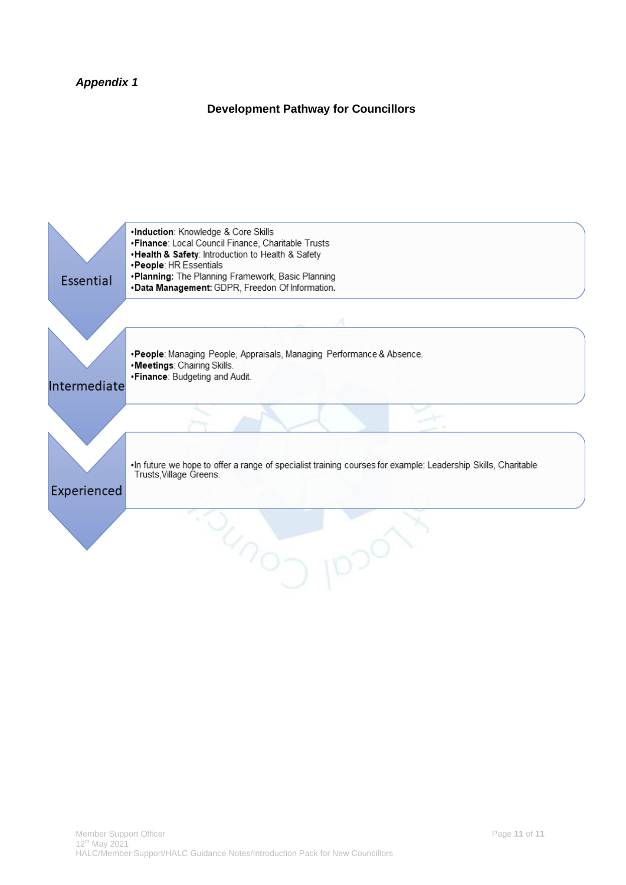*Appendix 1*

## Development Pathway for Councillors

**Essential**

- **Induction**: Knowledge & Core Skills
- **Finance**: Local Council Finance, Charitable Trusts
- **Health & Safety**: Introduction to Health & Safety
- **People**: HR Essentials
- **Planning:** The Planning Framework, Basic Planning
- **Data Management:** GDPR, Freedon Of Information.

**Intermediate**

- **People**: Managing People, Appraisals, Managing Performance & Absence.
- **Meetings**: Chairing Skills.
- **Finance**: Budgeting and Audit.

**Experienced**

- In future we hope to offer a range of specialist training courses for example: Leadership Skills, Charitable Trusts, Village Greens.